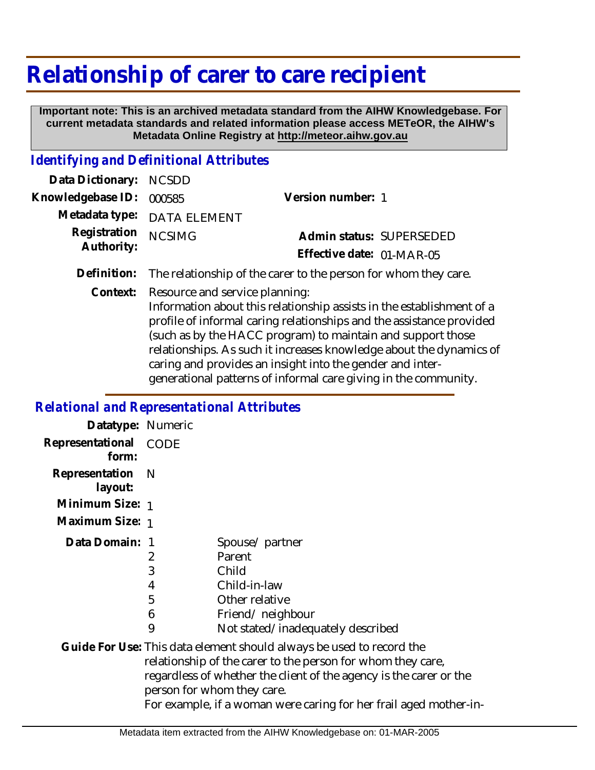# Relationship of carer to care recipient

**Important note: This is an archived metadata standard from the AIHW Knowledgebase. For current metadata standards and related information please access METeOR, the AIHW's Metadata Online Registry at http://meteor.aihw.gov.au**

## *Identifying and Definitional Attributes*

**Data Dictionary:** NCSDD

**Knowledgebase ID:** 000585

**Version number:** 1

**Metadata type:** DATA ELEMENT

**Registration Authority:** NCSIMG

**Admin status:** SUPERSEDED

**Effective date:** 01-MAR-05

**Definition:** The relationship of the carer to the person for whom they care.

**Context:** Resource and service planning:
Information about this relationship assists in the establishment of a profile of informal caring relationships and the assistance provided (such as by the HACC program) to maintain and support those relationships. As such it increases knowledge about the dynamics of caring and provides an insight into the gender and inter-generational patterns of informal care giving in the community.

## *Relational and Representational Attributes*

**Datatype:** Numeric

**Representational form:** CODE

**Representation layout:** N

**Minimum Size:** 1

**Maximum Size:** 1

**Data Domain:**

| Code | Description |
|---|---|
| 1 | Spouse/ partner |
| 2 | Parent |
| 3 | Child |
| 4 | Child-in-law |
| 5 | Other relative |
| 6 | Friend/ neighbour |
| 9 | Not stated/inadequately described |

**Guide For Use:** This data element should always be used to record the relationship of the carer to the person for whom they care, regardless of whether the client of the agency is the carer or the person for whom they care.
For example, if a woman were caring for her frail aged mother-in-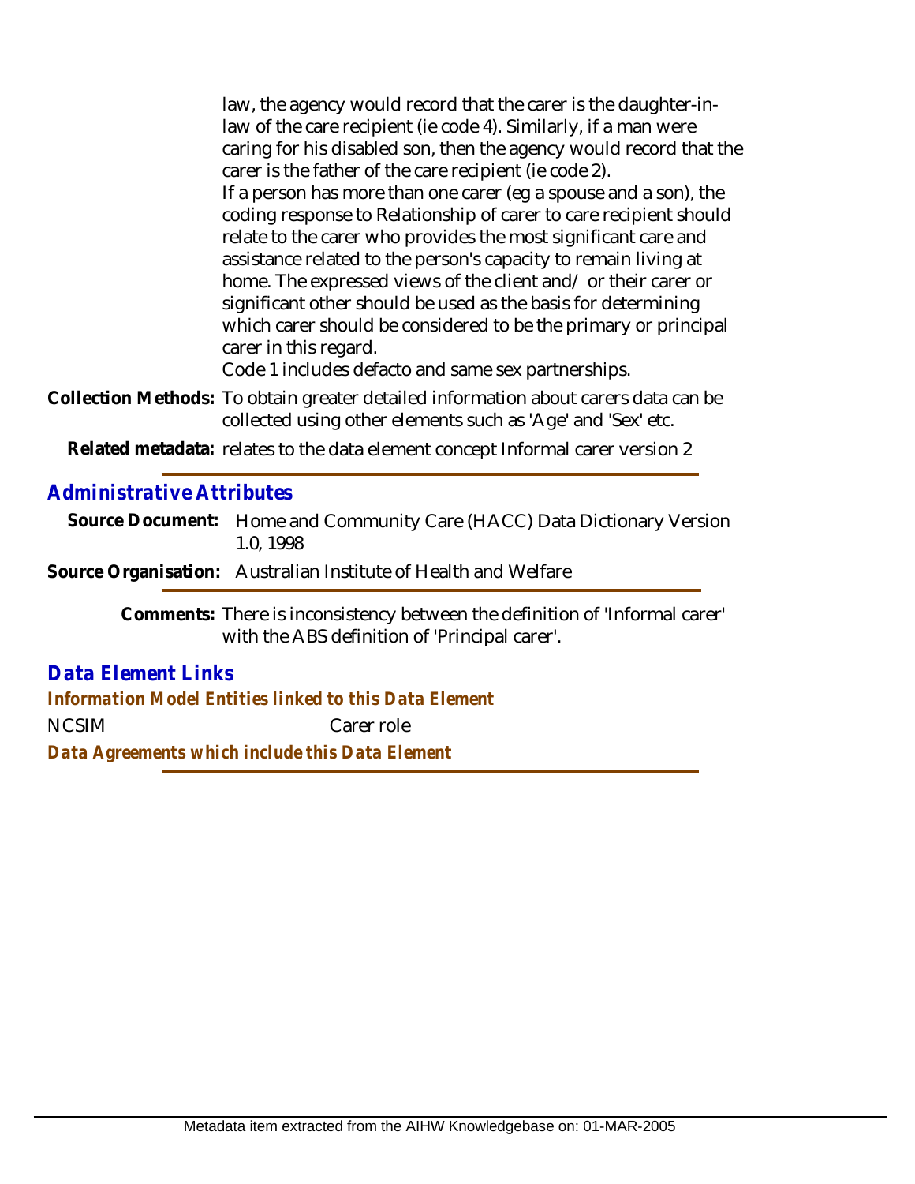law, the agency would record that the carer is the daughter-in-law of the care recipient (ie code 4). Similarly, if a man were caring for his disabled son, then the agency would record that the carer is the father of the care recipient (ie code 2).

If a person has more than one carer (eg a spouse and a son), the coding response to Relationship of carer to care recipient should relate to the carer who provides the most significant care and assistance related to the person's capacity to remain living at home. The expressed views of the client and/ or their carer or significant other should be used as the basis for determining which carer should be considered to be the primary or principal carer in this regard.

Code 1 includes defacto and same sex partnerships.

**Collection Methods:** To obtain greater detailed information about carers data can be collected using other elements such as 'Age' and 'Sex' etc.

**Related metadata:** relates to the data element concept Informal carer version 2

## Administrative Attributes

**Source Document:** Home and Community Care (HACC) Data Dictionary Version 1.0, 1998

**Source Organisation:** Australian Institute of Health and Welfare

**Comments:** There is inconsistency between the definition of 'Informal carer' with the ABS definition of 'Principal carer'.

## Data Element Links

### Information Model Entities linked to this Data Element

NCSIM Carer role

### Data Agreements which include this Data Element